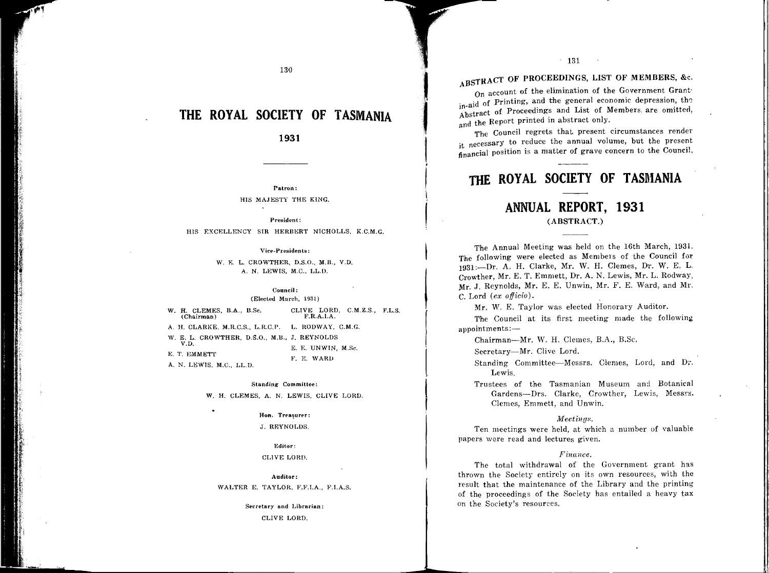# THE ROYAL SOCIETY OF TASMANIA

## 1931

---

**Patron:**

HIS MAJESTY THE KING.

**President:**

HIS EXCELLENCY SIR HERBERT NICHOLLS, K.C.M.G.

**Vice-Presidents:**

W. E. L. CROWTHER, D.S.O., M.B., V.D.
A. N. LEWIS, M.C., LL.D.

**Council:**
(Elected March, 1931)

W. H. CLEMES, B.A., B.Sc. (Chairman)
A. H. CLARKE, M.R.C.S., L.R.C.P.
W. E. L. CROWTHER, D.S.O., M.B., V.D.
E. T. EMMETT
A. N. LEWIS, M.C., LL.D.
CLIVE LORD, C.M.Z.S., F.L.S. F.R.A.I.A.
L. RODWAY, C.M.G.
J. REYNOLDS
E. E. UNWIN, M.Sc.
F. E. WARD

**Standing Committee:**

W. H. CLEMES, A. N. LEWIS, CLIVE LORD.

**Hon. Treasurer:**

J. REYNOLDS.

**Editor:**

CLIVE LORD.

**Auditor:**

WALTER E. TAYLOR, F.F.I.A., F.I.A.S.

**Secretary and Librarian:**

CLIVE LORD.

## ABSTRACT OF PROCEEDINGS, LIST OF MEMBERS, &c.

On account of the elimination of the Government Grant-in-aid of Printing, and the general economic depression, the Abstract of Proceedings and List of Members are omitted, and the Report printed in abstract only.

The Council regrets that present circumstances render it necessary to reduce the annual volume, but the present financial position is a matter of grave concern to the Council.

---

# THE ROYAL SOCIETY OF TASMANIA

---

## ANNUAL REPORT, 1931

(ABSTRACT.)

---

The Annual Meeting was held on the 16th March, 1931. The following were elected as Members of the Council for 1931:—Dr. A. H. Clarke, Mr. W. H. Clemes, Dr. W. E. L. Crowther, Mr. E. T. Emmett, Dr. A. N. Lewis, Mr. L. Rodway, Mr. J. Reynolds, Mr. E. E. Unwin, Mr. F. E. Ward, and Mr. C. Lord (*ex officio*).

Mr. W. E. Taylor was elected Honorary Auditor.

The Council at its first meeting made the following appointments:—

Chairman—Mr. W. H. Clemes, B.A., B.Sc.

Secretary—Mr. Clive Lord.

Standing Committee—Messrs. Clemes, Lord, and Dr. Lewis.

Trustees of the Tasmanian Museum and Botanical Gardens—Drs. Clarke, Crowther, Lewis, Messrs. Clemes, Emmett, and Unwin.

*Meetings.*

Ten meetings were held, at which a number of valuable papers were read and lectures given.

*Finance.*

The total withdrawal of the Government grant has thrown the Society entirely on its own resources, with the result that the maintenance of the Library and the printing of the proceedings of the Society has entailed a heavy tax on the Society's resources.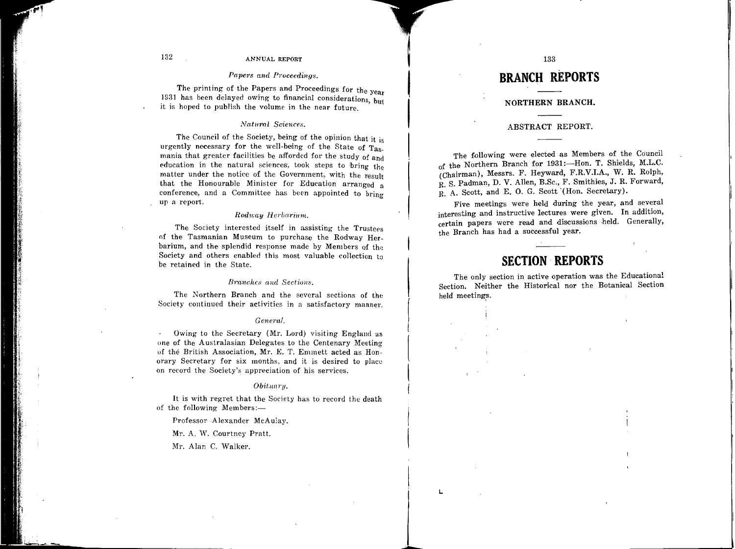### *Papers and Proceedings.*

The printing of the Papers and Proceedings for the year 1931 has been delayed owing to financial considerations, but it is hoped to publish the volume in the near future.

### *Natural Sciences.*

The Council of the Society, being of the opinion that it is urgently necessary for the well-being of the State of Tasmania that greater facilities be afforded for the study of and education in the natural sciences, took steps to bring the matter under the notice of the Government, with the result that the Honourable Minister for Education arranged a conference, and a Committee has been appointed to bring up a report.

### *Rodway Herbarium.*

The Society interested itself in assisting the Trustees of the Tasmanian Museum to purchase the Rodway Herbarium, and the splendid response made by Members of the Society and others enabled this most valuable collection to be retained in the State.

### *Branches and Sections.*

The Northern Branch and the several sections of the Society continued their activities in a satisfactory manner.

### *General.*

Owing to the Secretary (Mr. Lord) visiting England as one of the Australasian Delegates to the Centenary Meeting of the British Association, Mr. E. T. Emmett acted as Honorary Secretary for six months, and it is desired to place on record the Society's appreciation of his services.

### *Obituary.*

It is with regret that the Society has to record the death of the following Members:—

Professor Alexander McAulay.

Mr. A. W. Courtney Pratt.

Mr. Alan C. Walker.

# BRANCH REPORTS

## NORTHERN BRANCH.

### ABSTRACT REPORT.

The following were elected as Members of the Council of the Northern Branch for 1931:—Hon. T. Shields, M.L.C. (Chairman), Messrs. F. Heyward, F.R.V.I.A., W. R. Rolph, R. S. Padman, D. V. Allen, B.Sc., F. Smithies, J. R. Forward, R. A. Scott, and E. O. G. Scott (Hon. Secretary).

Five meetings were held during the year, and several interesting and instructive lectures were given. In addition, certain papers were read and discussions held. Generally, the Branch has had a successful year.

# SECTION REPORTS

The only section in active operation was the Educational Section. Neither the Historical nor the Botanical Section held meetings.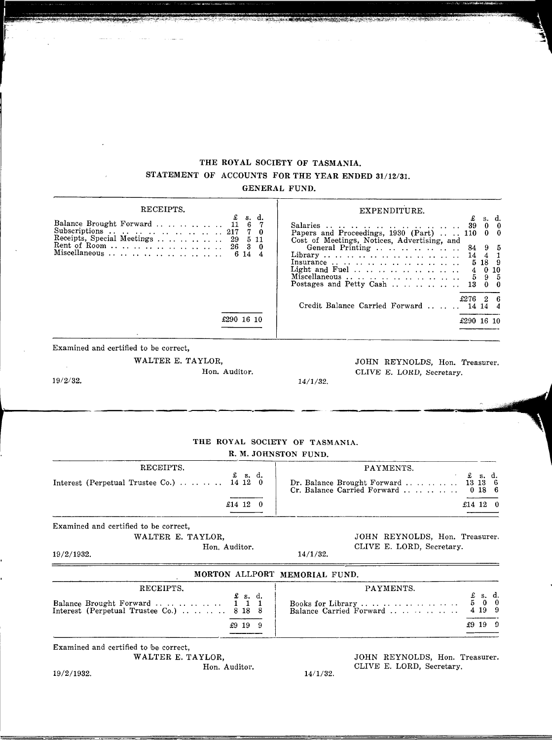# THE ROYAL SOCIETY OF TASMANIA.

## STATEMENT OF ACCOUNTS FOR THE YEAR ENDED 31/12/31.

### GENERAL FUND.

| RECEIPTS. | £ s. d. | EXPENDITURE. | £ s. d. |
|---|---|---|---|
| Balance Brought Forward | 11 6 7 | Salaries | 39 0 0 |
| Subscriptions | 217 7 0 | Papers and Proceedings, 1930 (Part) | 110 0 0 |
| Receipts, Special Meetings | 29 5 11 | Cost of Meetings, Notices, Advertising, and General Printing | 84 9 5 |
| Rent of Room | 26 3 0 | Library | 14 4 1 |
| Miscellaneous | 6 14 4 | Insurance | 5 18 9 |
| | | Light and Fuel | 4 0 10 |
| | | Miscellaneous | 5 9 5 |
| | | Postages and Petty Cash | 13 0 0 |
| | | | £276 2 6 |
| | | Credit Balance Carried Forward | 14 14 4 |
| | £290 16 10 | | £290 16 10 |

Examined and certified to be correct,

WALTER E. TAYLOR,
Hon. Auditor.

19/2/32.

JOHN REYNOLDS, Hon. Treasurer.
CLIVE E. LORD, Secretary.

14/1/32.

# THE ROYAL SOCIETY OF TASMANIA.

### R. M. JOHNSTON FUND.

| RECEIPTS. | £ s. d. | PAYMENTS. | £ s. d. |
|---|---|---|---|
| Interest (Perpetual Trustee Co.) | 14 12 0 | Dr. Balance Brought Forward | 13 13 6 |
| | | Cr. Balance Carried Forward | 0 18 6 |
| | £14 12 0 | | £14 12 0 |

Examined and certified to be correct,

WALTER E. TAYLOR,
Hon. Auditor.

19/2/1932.

JOHN REYNOLDS, Hon. Treasurer.
CLIVE E. LORD, Secretary.

14/1/32.

### MORTON ALLPORT MEMORIAL FUND.

| RECEIPTS. | £ s. d. | PAYMENTS. | £ s. d. |
|---|---|---|---|
| Balance Brought Forward | 1 1 1 | Books for Library | 5 0 0 |
| Interest (Perpetual Trustee Co.) | 8 18 8 | Balance Carried Forward | 4 19 9 |
| | £9 19 9 | | £9 19 9 |

Examined and certified to be correct,

WALTER E. TAYLOR,
Hon. Auditor.

19/2/1932.

JOHN REYNOLDS, Hon. Treasurer.
CLIVE E. LORD, Secretary.

14/1/32.